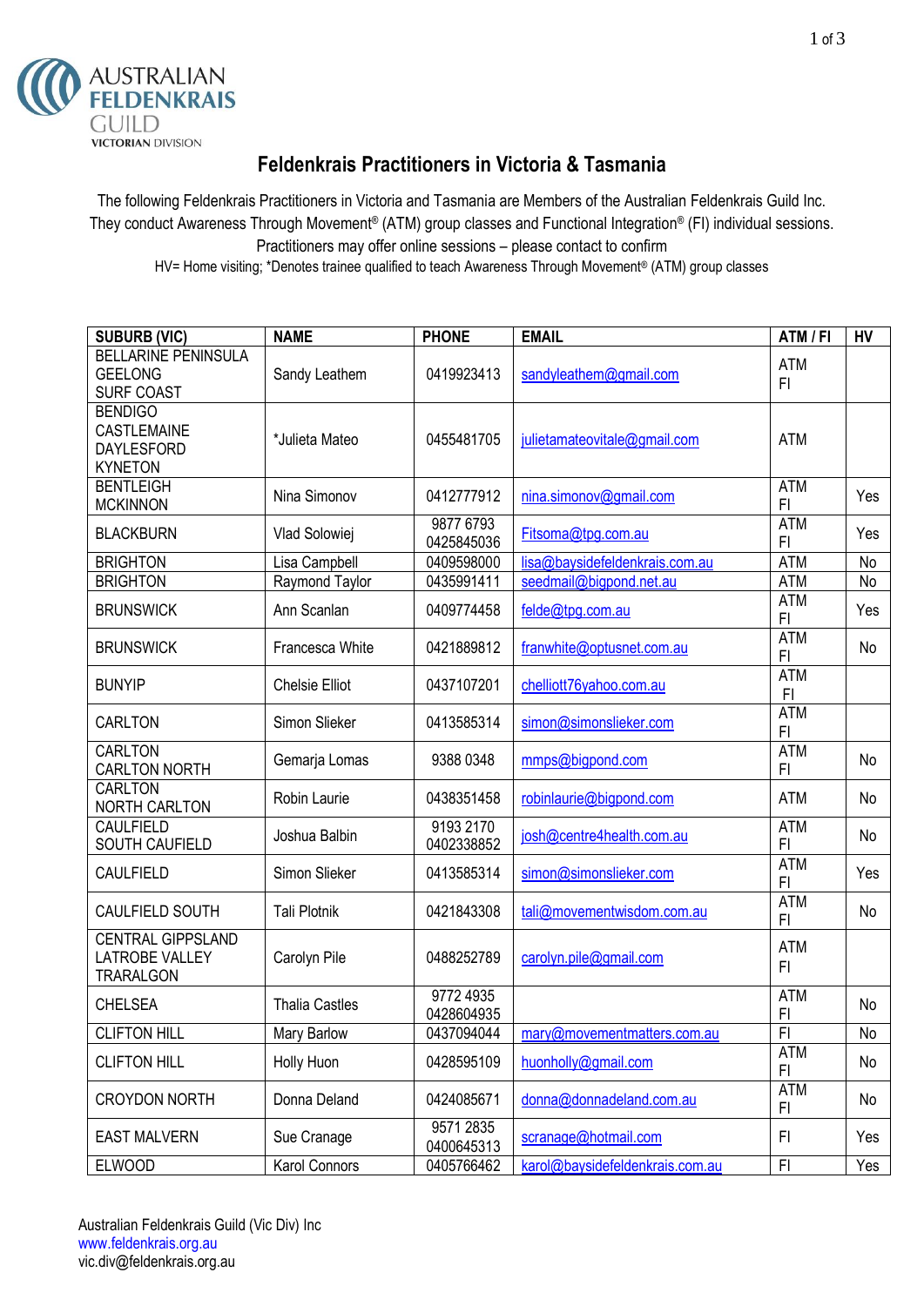AUSTRALIAN FELDENKRAIS GUILD
VICTORIAN DIVISION

# Feldenkrais Practitioners in Victoria & Tasmania

The following Feldenkrais Practitioners in Victoria and Tasmania are Members of the Australian Feldenkrais Guild Inc. They conduct Awareness Through Movement® (ATM) group classes and Functional Integration® (FI) individual sessions. Practitioners may offer online sessions – please contact to confirm

HV= Home visiting; *Denotes trainee qualified to teach Awareness Through Movement® (ATM) group classes

| SUBURB (VIC) | NAME | PHONE | EMAIL | ATM / FI | HV |
|---|---|---|---|---|---|
| BELLARINE PENINSULA<br>GEELONG<br>SURF COAST | Sandy Leathem | 0419923413 | sandyleathem@gmail.com | ATM<br>FI | |
| BENDIGO<br>CASTLEMAINE<br>DAYLESFORD<br>KYNETON | *Julieta Mateo | 0455481705 | julietamateovitale@gmail.com | ATM | |
| BENTLEIGH<br>MCKINNON | Nina Simonov | 0412777912 | nina.simonov@gmail.com | ATM<br>FI | Yes |
| BLACKBURN | Vlad Solowiej | 9877 6793<br>0425845036 | Fitsoma@tpg.com.au | ATM<br>FI | Yes |
| BRIGHTON | Lisa Campbell | 0409598000 | lisa@baysidefeldenkrais.com.au | ATM | No |
| BRIGHTON | Raymond Taylor | 0435991411 | seedmail@bigpond.net.au | ATM | No |
| BRUNSWICK | Ann Scanlan | 0409774458 | felde@tpg.com.au | ATM<br>FI | Yes |
| BRUNSWICK | Francesca White | 0421889812 | franwhite@optusnet.com.au | ATM<br>FI | No |
| BUNYIP | Chelsie Elliot | 0437107201 | chelliott76yahoo.com.au | ATM<br>FI | |
| CARLTON | Simon Slieker | 0413585314 | simon@simonslieker.com | ATM<br>FI | |
| CARLTON<br>CARLTON NORTH | Gemarja Lomas | 9388 0348 | mmps@bigpond.com | ATM<br>FI | No |
| CARLTON<br>NORTH CARLTON | Robin Laurie | 0438351458 | robinlaurie@bigpond.com | ATM | No |
| CAULFIELD<br>SOUTH CAUFIELD | Joshua Balbin | 9193 2170<br>0402338852 | josh@centre4health.com.au | ATM<br>FI | No |
| CAULFIELD | Simon Slieker | 0413585314 | simon@simonslieker.com | ATM<br>FI | Yes |
| CAULFIELD SOUTH | Tali Plotnik | 0421843308 | tali@movementwisdom.com.au | ATM<br>FI | No |
| CENTRAL GIPPSLAND<br>LATROBE VALLEY<br>TRARALGON | Carolyn Pile | 0488252789 | carolyn.pile@gmail.com | ATM<br>FI | |
| CHELSEA | Thalia Castles | 9772 4935<br>0428604935 | | ATM<br>FI | No |
| CLIFTON HILL | Mary Barlow | 0437094044 | mary@movementmatters.com.au | FI | No |
| CLIFTON HILL | Holly Huon | 0428595109 | huonholly@gmail.com | ATM<br>FI | No |
| CROYDON NORTH | Donna Deland | 0424085671 | donna@donnadeland.com.au | ATM<br>FI | No |
| EAST MALVERN | Sue Cranage | 9571 2835<br>0400645313 | scranage@hotmail.com | FI | Yes |
| ELWOOD | Karol Connors | 0405766462 | karol@baysidefeldenkrais.com.au | FI | Yes |

Australian Feldenkrais Guild (Vic Div) Inc
www.feldenkrais.org.au
vic.div@feldenkrais.org.au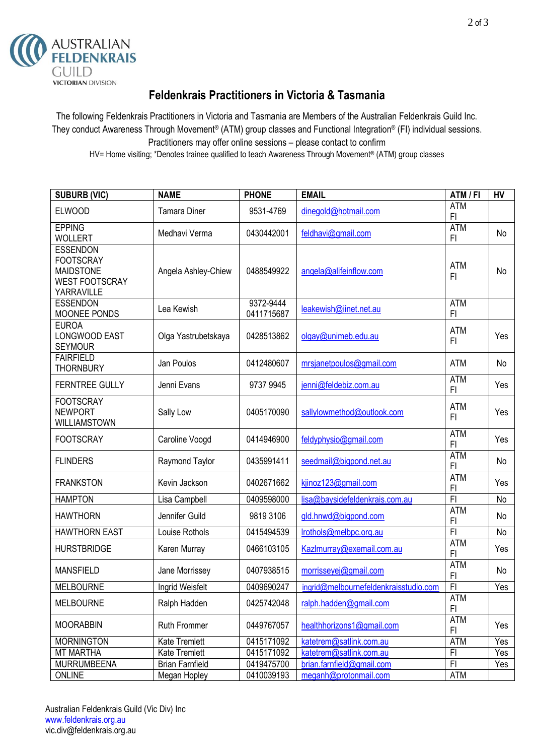AUSTRALIAN FELDENKRAIS GUILD
VICTORIAN DIVISION

# Feldenkrais Practitioners in Victoria & Tasmania

The following Feldenkrais Practitioners in Victoria and Tasmania are Members of the Australian Feldenkrais Guild Inc. They conduct Awareness Through Movement® (ATM) group classes and Functional Integration® (FI) individual sessions. Practitioners may offer online sessions – please contact to confirm

HV= Home visiting; *Denotes trainee qualified to teach Awareness Through Movement® (ATM) group classes

| SUBURB (VIC) | NAME | PHONE | EMAIL | ATM / FI | HV |
|---|---|---|---|---|---|
| ELWOOD | Tamara Diner | 9531-4769 | dinegold@hotmail.com | ATM FI | |
| EPPING WOLLERT | Medhavi Verma | 0430442001 | feldhavi@gmail.com | ATM FI | No |
| ESSENDON FOOTSCRAY MAIDSTONE WEST FOOTSCRAY YARRAVILLE | Angela Ashley-Chiew | 0488549922 | angela@alifeinflow.com | ATM FI | No |
| ESSENDON MOONEE PONDS | Lea Kewish | 9372-9444 0411715687 | leakewish@iinet.net.au | ATM FI | |
| EUROA LONGWOOD EAST SEYMOUR | Olga Yastrubetskaya | 0428513862 | olgay@unimeb.edu.au | ATM FI | Yes |
| FAIRFIELD THORNBURY | Jan Poulos | 0412480607 | mrsjanetpoulos@gmail.com | ATM | No |
| FERNTREE GULLY | Jenni Evans | 9737 9945 | jenni@feldebiz.com.au | ATM FI | Yes |
| FOOTSCRAY NEWPORT WILLIAMSTOWN | Sally Low | 0405170090 | sallylowmethod@outlook.com | ATM FI | Yes |
| FOOTSCRAY | Caroline Voogd | 0414946900 | feldyphysio@gmail.com | ATM FI | Yes |
| FLINDERS | Raymond Taylor | 0435991411 | seedmail@bigpond.net.au | ATM FI | No |
| FRANKSTON | Kevin Jackson | 0402671662 | kjinoz123@gmail.com | ATM FI | Yes |
| HAMPTON | Lisa Campbell | 0409598000 | lisa@baysidefeldenkrais.com.au | FI | No |
| HAWTHORN | Jennifer Guild | 9819 3106 | gld.hnwd@bigpond.com | ATM FI | No |
| HAWTHORN EAST | Louise Rothols | 0415494539 | lrothols@melbpc.org.au | FI | No |
| HURSTBRIDGE | Karen Murray | 0466103105 | Kazlmurray@exemail.com.au | ATM FI | Yes |
| MANSFIELD | Jane Morrissey | 0407938515 | morrisseyej@gmail.com | ATM FI | No |
| MELBOURNE | Ingrid Weisfelt | 0409690247 | ingrid@melbournefeldenkraisstudio.com | FI | Yes |
| MELBOURNE | Ralph Hadden | 0425742048 | ralph.hadden@gmail.com | ATM FI | |
| MOORABBIN | Ruth Frommer | 0449767057 | healthhorizons1@gmail.com | ATM FI | Yes |
| MORNINGTON | Kate Tremlett | 0415171092 | katetrem@satlink.com.au | ATM | Yes |
| MT MARTHA | Kate Tremlett | 0415171092 | katetrem@satlink.com.au | FI | Yes |
| MURRUMBEENA | Brian Farnfield | 0419475700 | brian.farnfield@gmail.com | FI | Yes |
| ONLINE | Megan Hopley | 0410039193 | meganh@protonmail.com | ATM | |

Australian Feldenkrais Guild (Vic Div) Inc
www.feldenkrais.org.au
vic.div@feldenkrais.org.au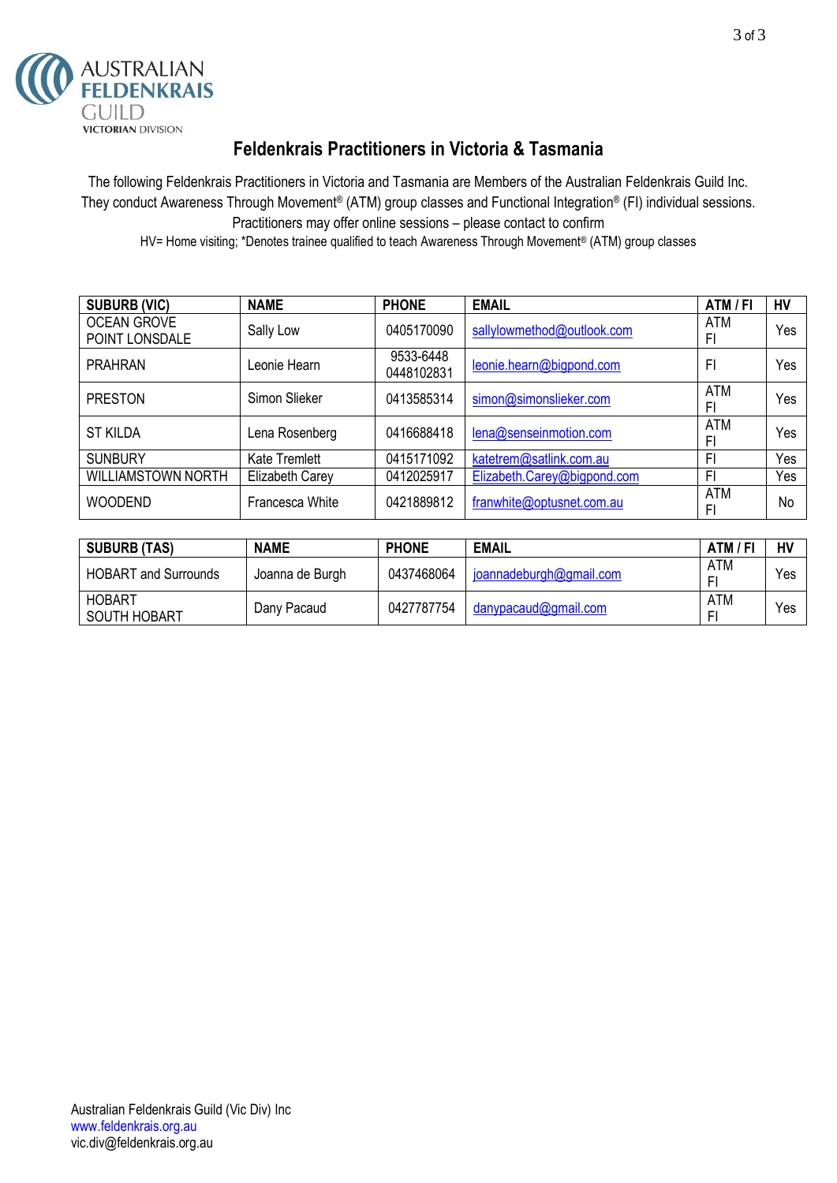AUSTRALIAN FELDENKRAIS GUILD
VICTORIAN DIVISION

# Feldenkrais Practitioners in Victoria & Tasmania

The following Feldenkrais Practitioners in Victoria and Tasmania are Members of the Australian Feldenkrais Guild Inc. They conduct Awareness Through Movement® (ATM) group classes and Functional Integration® (FI) individual sessions.

Practitioners may offer online sessions – please contact to confirm

HV= Home visiting; *Denotes trainee qualified to teach Awareness Through Movement® (ATM) group classes

| SUBURB (VIC) | NAME | PHONE | EMAIL | ATM / FI | HV |
|---|---|---|---|---|---|
| OCEAN GROVE POINT LONSDALE | Sally Low | 0405170090 | sallylowmethod@outlook.com | ATM FI | Yes |
| PRAHRAN | Leonie Hearn | 9533-6448 0448102831 | leonie.hearn@bigpond.com | FI | Yes |
| PRESTON | Simon Slieker | 0413585314 | simon@simonslieker.com | ATM FI | Yes |
| ST KILDA | Lena Rosenberg | 0416688418 | lena@senseinmotion.com | ATM FI | Yes |
| SUNBURY | Kate Tremlett | 0415171092 | katetrem@satlink.com.au | FI | Yes |
| WILLIAMSTOWN NORTH | Elizabeth Carey | 0412025917 | Elizabeth.Carey@bigpond.com | FI | Yes |
| WOODEND | Francesca White | 0421889812 | franwhite@optusnet.com.au | ATM FI | No |

| SUBURB (TAS) | NAME | PHONE | EMAIL | ATM / FI | HV |
|---|---|---|---|---|---|
| HOBART and Surrounds | Joanna de Burgh | 0437468064 | joannadeburgh@gmail.com | ATM FI | Yes |
| HOBART SOUTH HOBART | Dany Pacaud | 0427787754 | danypacaud@gmail.com | ATM FI | Yes |

Australian Feldenkrais Guild (Vic Div) Inc
www.feldenkrais.org.au
vic.div@feldenkrais.org.au